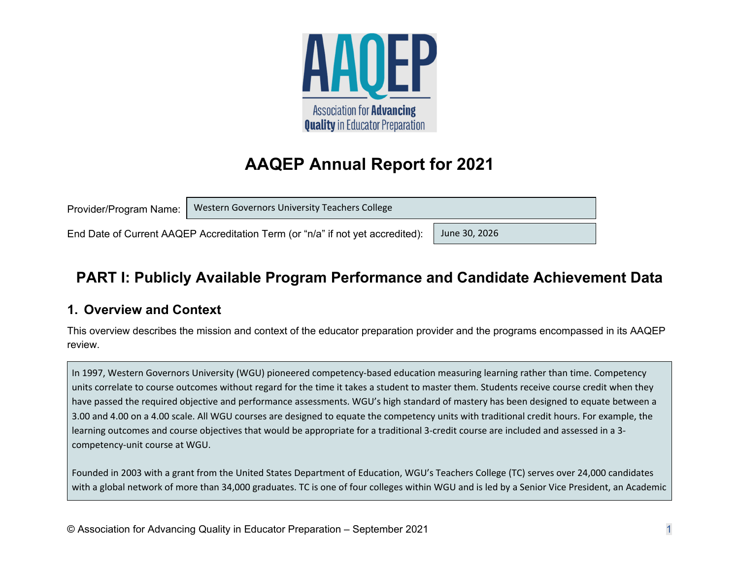# AAQEP Annual Report for 2021

| Provider/Program Name: | Western Governors University Teachers College |
| --- | --- |
| End Date of Current AAQEP Accreditation Term (or "n/a" if not yet accredited): | June 30, 2026 |

## PART I: Publicly Available Program Performance and Candidate Achievement Data

### 1. Overview and Context

This overview describes the mission and context of the educator preparation provider and the programs encompassed in its AAQEP review.

In 1997, Western Governors University (WGU) pioneered competency-based education measuring learning rather than time. Competency units correlate to course outcomes without regard for the time it takes a student to master them. Students receive course credit when they have passed the required objective and performance assessments. WGU's high standard of mastery has been designed to equate between a 3.00 and 4.00 on a 4.00 scale. All WGU courses are designed to equate the competency units with traditional credit hours. For example, the learning outcomes and course objectives that would be appropriate for a traditional 3-credit course are included and assessed in a 3-competency-unit course at WGU.

Founded in 2003 with a grant from the United States Department of Education, WGU's Teachers College (TC) serves over 24,000 candidates with a global network of more than 34,000 graduates. TC is one of four colleges within WGU and is led by a Senior Vice President, an Academic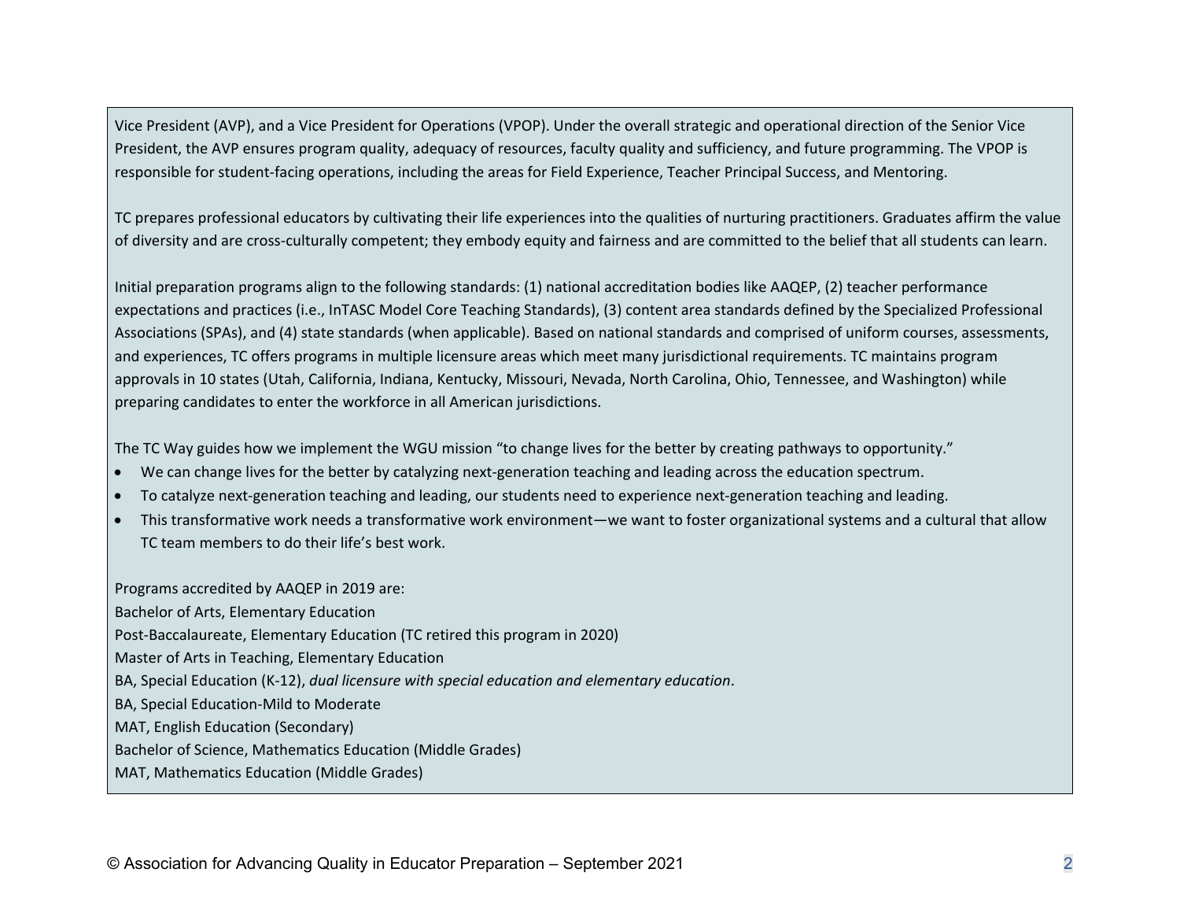Vice President (AVP), and a Vice President for Operations (VPOP). Under the overall strategic and operational direction of the Senior Vice President, the AVP ensures program quality, adequacy of resources, faculty quality and sufficiency, and future programming. The VPOP is responsible for student-facing operations, including the areas for Field Experience, Teacher Principal Success, and Mentoring.

TC prepares professional educators by cultivating their life experiences into the qualities of nurturing practitioners. Graduates affirm the value of diversity and are cross-culturally competent; they embody equity and fairness and are committed to the belief that all students can learn.

Initial preparation programs align to the following standards: (1) national accreditation bodies like AAQEP, (2) teacher performance expectations and practices (i.e., InTASC Model Core Teaching Standards), (3) content area standards defined by the Specialized Professional Associations (SPAs), and (4) state standards (when applicable). Based on national standards and comprised of uniform courses, assessments, and experiences, TC offers programs in multiple licensure areas which meet many jurisdictional requirements. TC maintains program approvals in 10 states (Utah, California, Indiana, Kentucky, Missouri, Nevada, North Carolina, Ohio, Tennessee, and Washington) while preparing candidates to enter the workforce in all American jurisdictions.

The TC Way guides how we implement the WGU mission "to change lives for the better by creating pathways to opportunity."

- We can change lives for the better by catalyzing next-generation teaching and leading across the education spectrum.
- To catalyze next-generation teaching and leading, our students need to experience next-generation teaching and leading.
- This transformative work needs a transformative work environment—we want to foster organizational systems and a cultural that allow TC team members to do their life's best work.

Programs accredited by AAQEP in 2019 are:
Bachelor of Arts, Elementary Education
Post-Baccalaureate, Elementary Education (TC retired this program in 2020)
Master of Arts in Teaching, Elementary Education
BA, Special Education (K-12), *dual licensure with special education and elementary education*.
BA, Special Education-Mild to Moderate
MAT, English Education (Secondary)
Bachelor of Science, Mathematics Education (Middle Grades)
MAT, Mathematics Education (Middle Grades)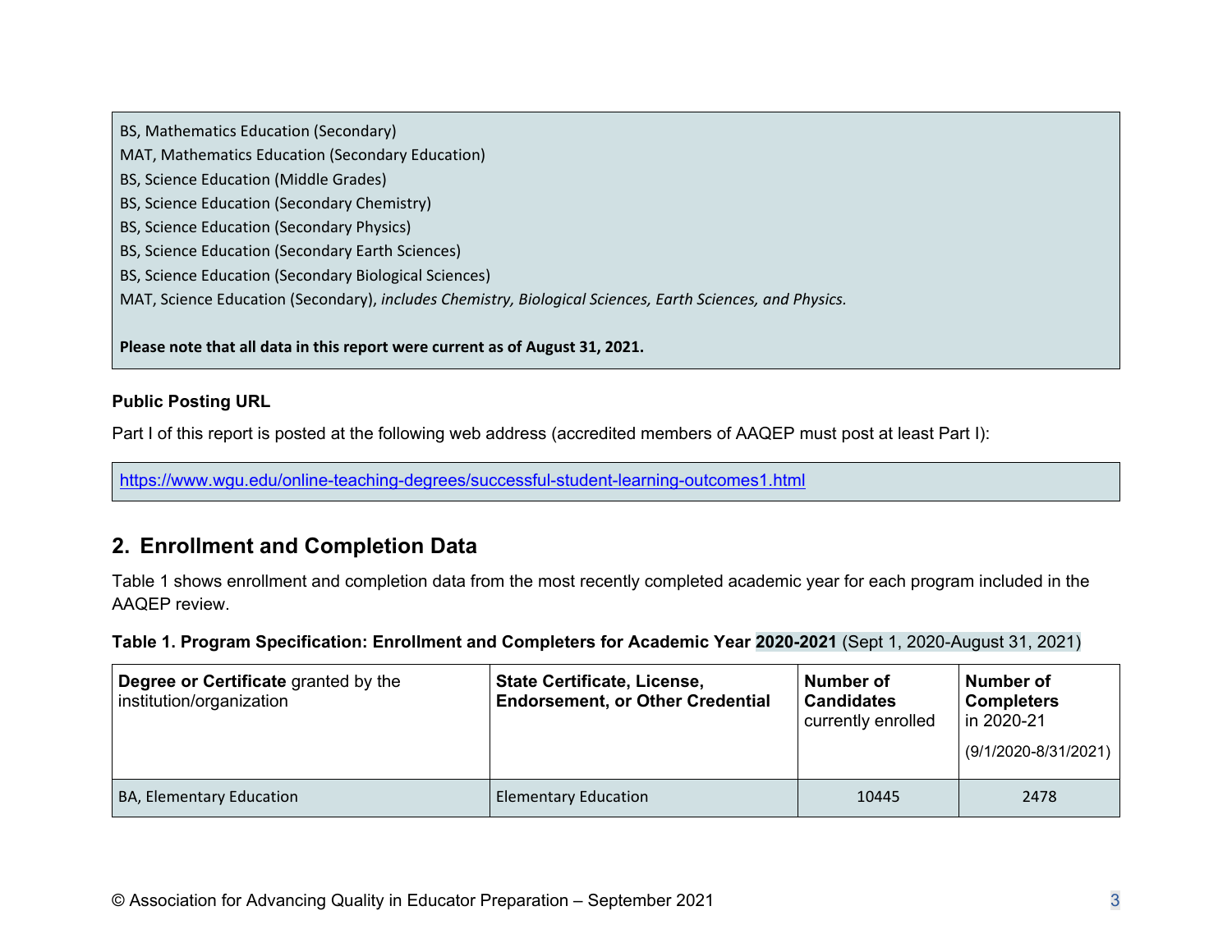BS, Mathematics Education (Secondary)
MAT, Mathematics Education (Secondary Education)
BS, Science Education (Middle Grades)
BS, Science Education (Secondary Chemistry)
BS, Science Education (Secondary Physics)
BS, Science Education (Secondary Earth Sciences)
BS, Science Education (Secondary Biological Sciences)
MAT, Science Education (Secondary), *includes Chemistry, Biological Sciences, Earth Sciences, and Physics.*

**Please note that all data in this report were current as of August 31, 2021.**

**Public Posting URL**

Part I of this report is posted at the following web address (accredited members of AAQEP must post at least Part I):

https://www.wgu.edu/online-teaching-degrees/successful-student-learning-outcomes1.html

## 2. Enrollment and Completion Data

Table 1 shows enrollment and completion data from the most recently completed academic year for each program included in the AAQEP review.

**Table 1. Program Specification: Enrollment and Completers for Academic Year 2020-2021** (Sept 1, 2020-August 31, 2021)

| **Degree or Certificate** granted by the institution/organization | **State Certificate, License, Endorsement, or Other Credential** | **Number of Candidates** currently enrolled | **Number of Completers** in 2020-21 (9/1/2020-8/31/2021) |
| --- | --- | --- | --- |
| BA, Elementary Education | Elementary Education | 10445 | 2478 |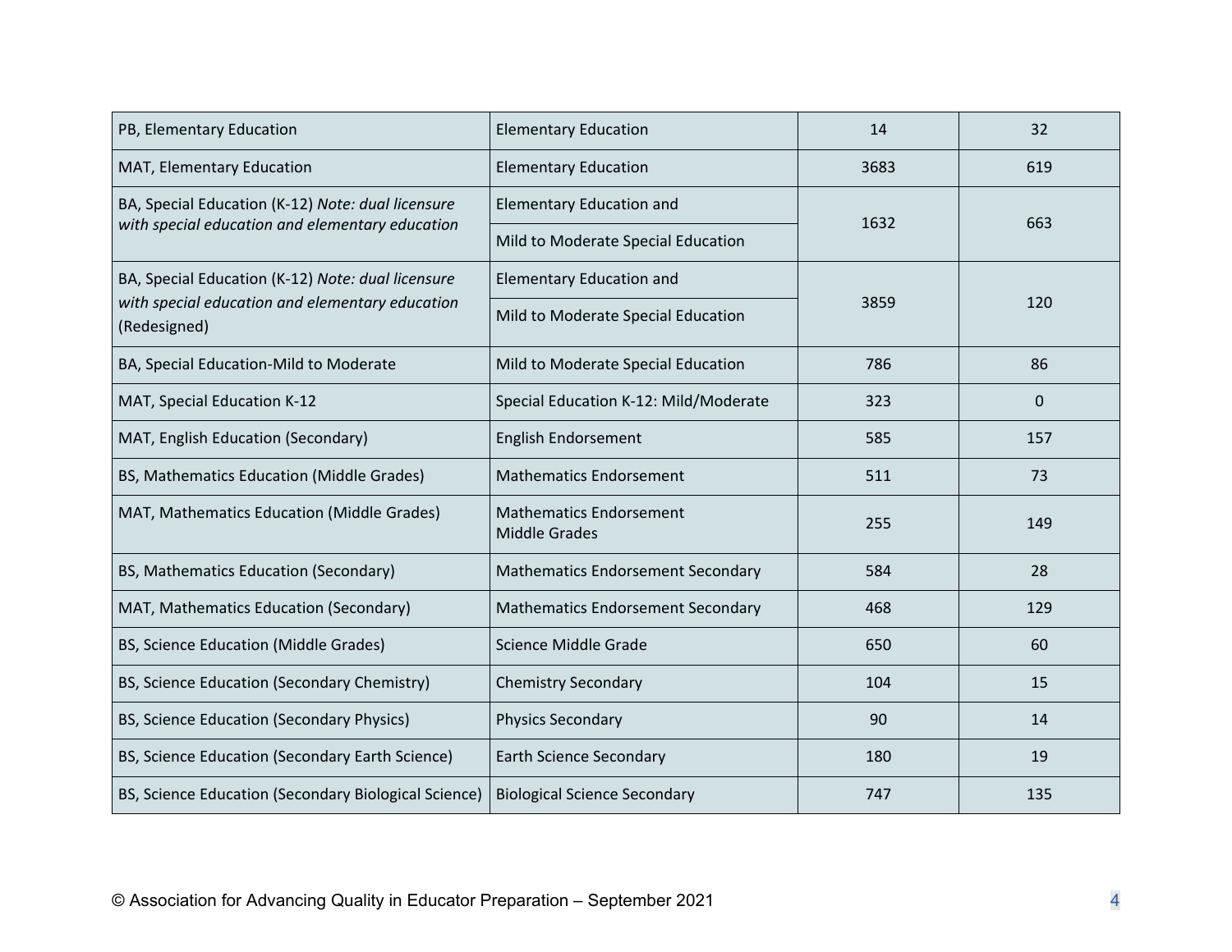| | | | |
|---|---|---|---|
| PB, Elementary Education | Elementary Education | 14 | 32 |
| MAT, Elementary Education | Elementary Education | 3683 | 619 |
| BA, Special Education (K-12) *Note: dual licensure with special education and elementary education* | Elementary Education and Mild to Moderate Special Education | 1632 | 663 |
| BA, Special Education (K-12) *Note: dual licensure with special education and elementary education* (Redesigned) | Elementary Education and Mild to Moderate Special Education | 3859 | 120 |
| BA, Special Education-Mild to Moderate | Mild to Moderate Special Education | 786 | 86 |
| MAT, Special Education K-12 | Special Education K-12: Mild/Moderate | 323 | 0 |
| MAT, English Education (Secondary) | English Endorsement | 585 | 157 |
| BS, Mathematics Education (Middle Grades) | Mathematics Endorsement | 511 | 73 |
| MAT, Mathematics Education (Middle Grades) | Mathematics Endorsement Middle Grades | 255 | 149 |
| BS, Mathematics Education (Secondary) | Mathematics Endorsement Secondary | 584 | 28 |
| MAT, Mathematics Education (Secondary) | Mathematics Endorsement Secondary | 468 | 129 |
| BS, Science Education (Middle Grades) | Science Middle Grade | 650 | 60 |
| BS, Science Education (Secondary Chemistry) | Chemistry Secondary | 104 | 15 |
| BS, Science Education (Secondary Physics) | Physics Secondary | 90 | 14 |
| BS, Science Education (Secondary Earth Science) | Earth Science Secondary | 180 | 19 |
| BS, Science Education (Secondary Biological Science) | Biological Science Secondary | 747 | 135 |

© Association for Advancing Quality in Educator Preparation – September 2021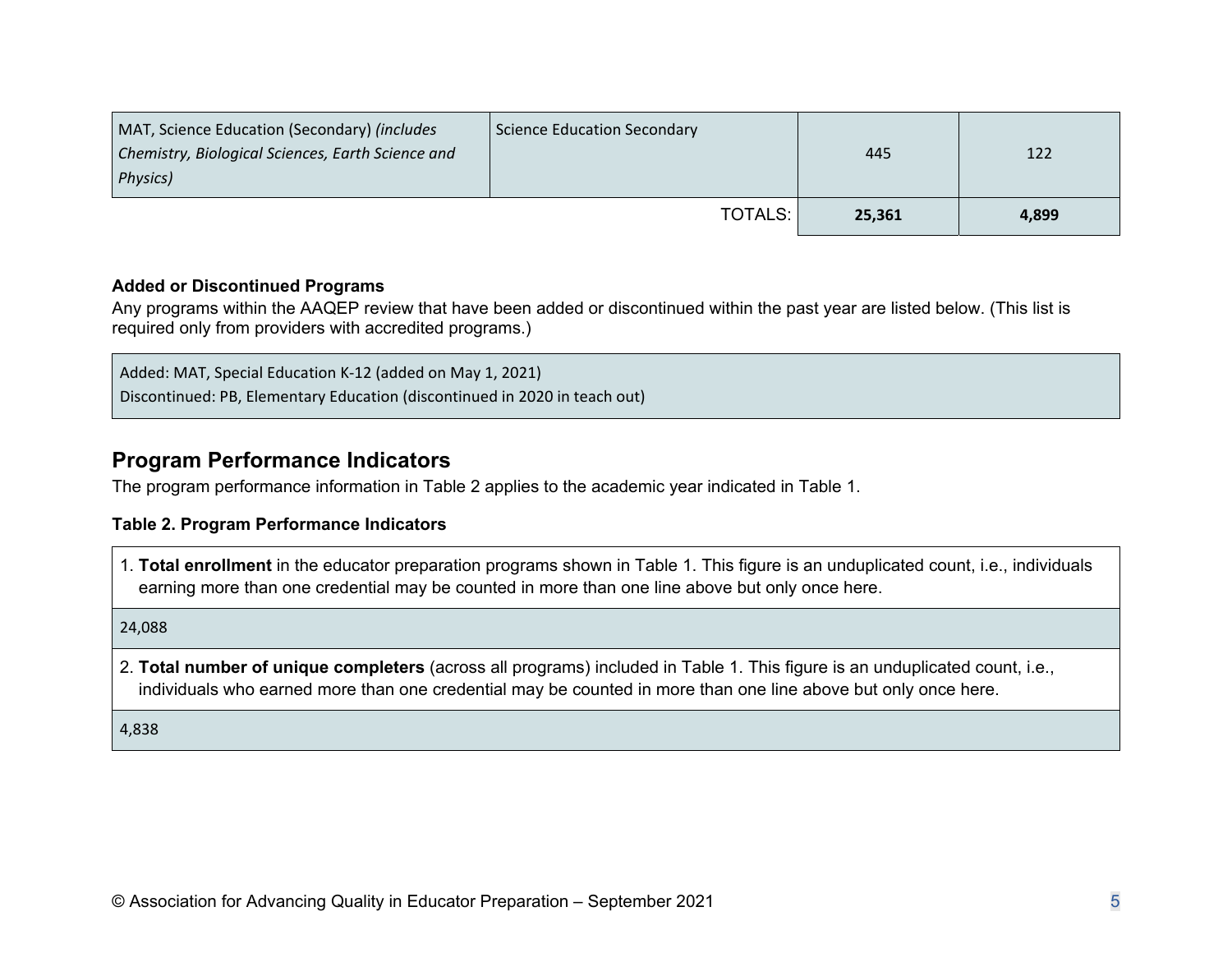| | | | |
|---|---|---|---|
| MAT, Science Education (Secondary) *(includes Chemistry, Biological Sciences, Earth Science and Physics)* | Science Education Secondary | 445 | 122 |
| | TOTALS: | **25,361** | **4,899** |

**Added or Discontinued Programs**

Any programs within the AAQEP review that have been added or discontinued within the past year are listed below. (This list is required only from providers with accredited programs.)

| |
|---|
| Added: MAT, Special Education K-12 (added on May 1, 2021)<br>Discontinued: PB, Elementary Education (discontinued in 2020 in teach out) |

## Program Performance Indicators

The program performance information in Table 2 applies to the academic year indicated in Table 1.

**Table 2. Program Performance Indicators**

| |
|---|
| 1. **Total enrollment** in the educator preparation programs shown in Table 1. This figure is an unduplicated count, i.e., individuals earning more than one credential may be counted in more than one line above but only once here. |
| 24,088 |
| 2. **Total number of unique completers** (across all programs) included in Table 1. This figure is an unduplicated count, i.e., individuals who earned more than one credential may be counted in more than one line above but only once here. |
| 4,838 |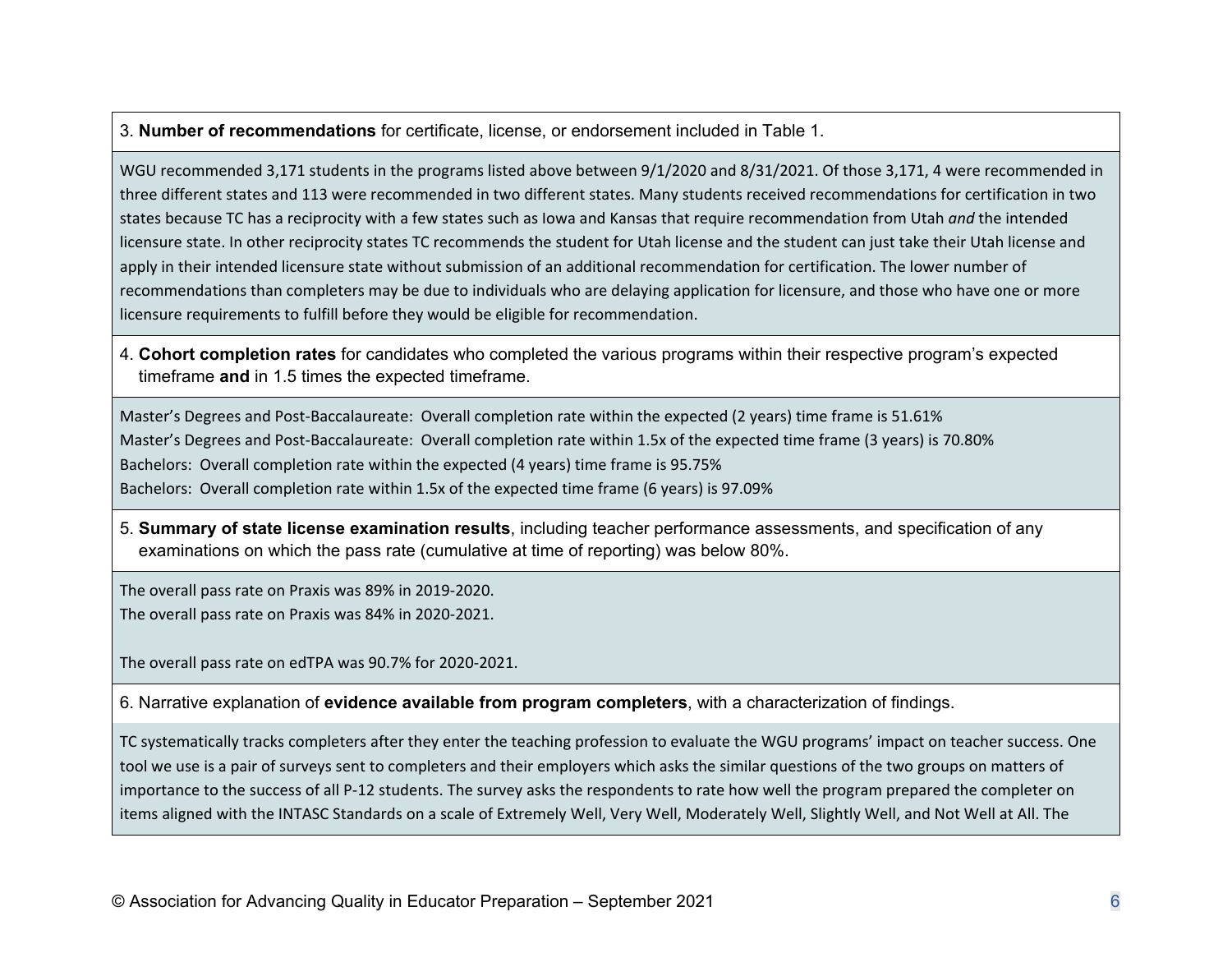3. **Number of recommendations** for certificate, license, or endorsement included in Table 1.

WGU recommended 3,171 students in the programs listed above between 9/1/2020 and 8/31/2021. Of those 3,171, 4 were recommended in three different states and 113 were recommended in two different states. Many students received recommendations for certification in two states because TC has a reciprocity with a few states such as Iowa and Kansas that require recommendation from Utah *and* the intended licensure state. In other reciprocity states TC recommends the student for Utah license and the student can just take their Utah license and apply in their intended licensure state without submission of an additional recommendation for certification. The lower number of recommendations than completers may be due to individuals who are delaying application for licensure, and those who have one or more licensure requirements to fulfill before they would be eligible for recommendation.

4. **Cohort completion rates** for candidates who completed the various programs within their respective program's expected timeframe **and** in 1.5 times the expected timeframe.

Master's Degrees and Post-Baccalaureate: Overall completion rate within the expected (2 years) time frame is 51.61%
Master's Degrees and Post-Baccalaureate: Overall completion rate within 1.5x of the expected time frame (3 years) is 70.80%
Bachelors: Overall completion rate within the expected (4 years) time frame is 95.75%
Bachelors: Overall completion rate within 1.5x of the expected time frame (6 years) is 97.09%

5. **Summary of state license examination results**, including teacher performance assessments, and specification of any examinations on which the pass rate (cumulative at time of reporting) was below 80%.

The overall pass rate on Praxis was 89% in 2019-2020.
The overall pass rate on Praxis was 84% in 2020-2021.

The overall pass rate on edTPA was 90.7% for 2020-2021.

6. Narrative explanation of **evidence available from program completers**, with a characterization of findings.

TC systematically tracks completers after they enter the teaching profession to evaluate the WGU programs' impact on teacher success. One tool we use is a pair of surveys sent to completers and their employers which asks the similar questions of the two groups on matters of importance to the success of all P-12 students. The survey asks the respondents to rate how well the program prepared the completer on items aligned with the INTASC Standards on a scale of Extremely Well, Very Well, Moderately Well, Slightly Well, and Not Well at All. The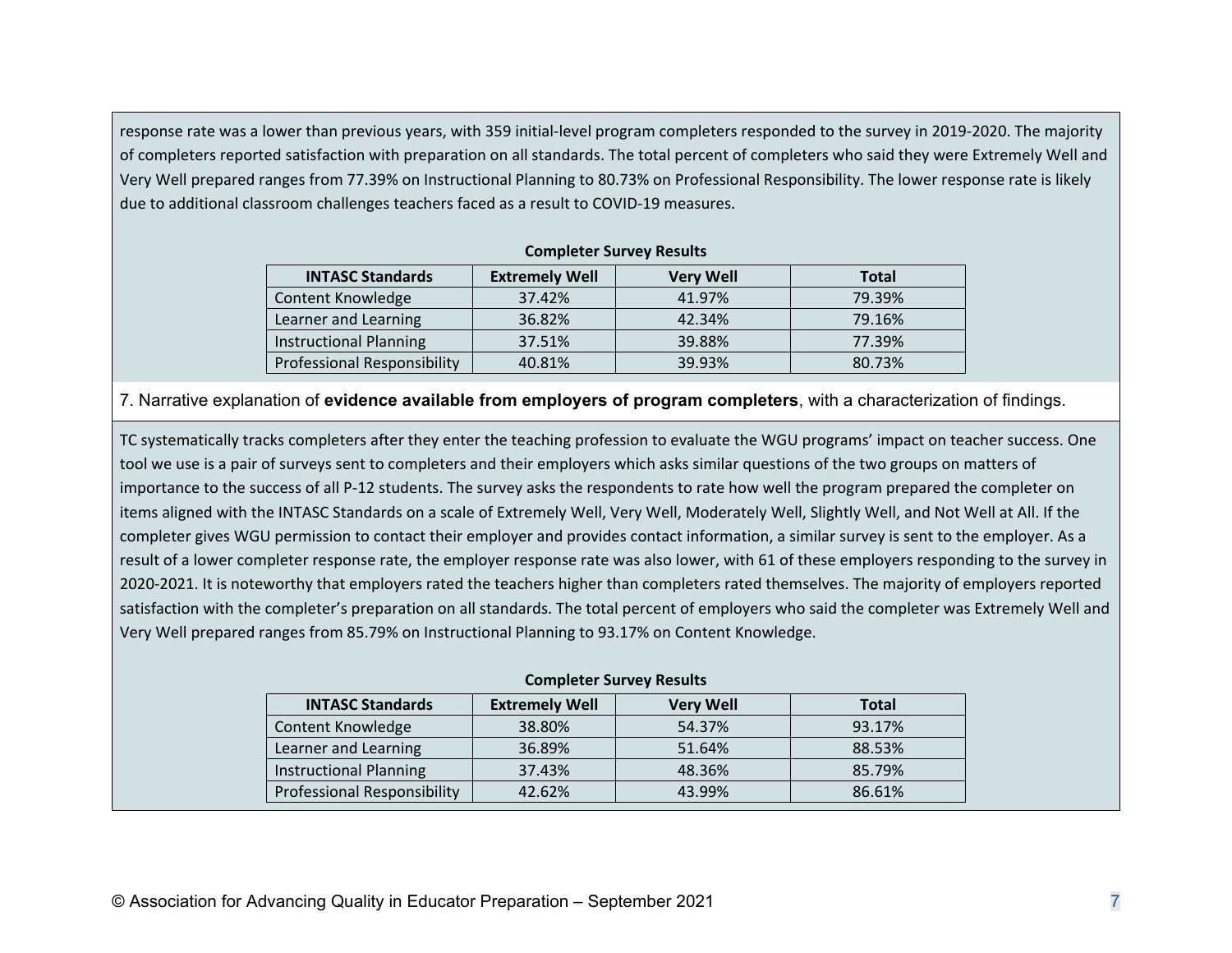response rate was a lower than previous years, with 359 initial-level program completers responded to the survey in 2019-2020. The majority of completers reported satisfaction with preparation on all standards. The total percent of completers who said they were Extremely Well and Very Well prepared ranges from 77.39% on Instructional Planning to 80.73% on Professional Responsibility. The lower response rate is likely due to additional classroom challenges teachers faced as a result to COVID-19 measures.

**Completer Survey Results**

| INTASC Standards | Extremely Well | Very Well | Total |
|---|---|---|---|
| Content Knowledge | 37.42% | 41.97% | 79.39% |
| Learner and Learning | 36.82% | 42.34% | 79.16% |
| Instructional Planning | 37.51% | 39.88% | 77.39% |
| Professional Responsibility | 40.81% | 39.93% | 80.73% |

7. Narrative explanation of **evidence available from employers of program completers**, with a characterization of findings.

TC systematically tracks completers after they enter the teaching profession to evaluate the WGU programs' impact on teacher success. One tool we use is a pair of surveys sent to completers and their employers which asks similar questions of the two groups on matters of importance to the success of all P-12 students. The survey asks the respondents to rate how well the program prepared the completer on items aligned with the INTASC Standards on a scale of Extremely Well, Very Well, Moderately Well, Slightly Well, and Not Well at All. If the completer gives WGU permission to contact their employer and provides contact information, a similar survey is sent to the employer. As a result of a lower completer response rate, the employer response rate was also lower, with 61 of these employers responding to the survey in 2020-2021. It is noteworthy that employers rated the teachers higher than completers rated themselves. The majority of employers reported satisfaction with the completer's preparation on all standards. The total percent of employers who said the completer was Extremely Well and Very Well prepared ranges from 85.79% on Instructional Planning to 93.17% on Content Knowledge.

**Completer Survey Results**

| INTASC Standards | Extremely Well | Very Well | Total |
|---|---|---|---|
| Content Knowledge | 38.80% | 54.37% | 93.17% |
| Learner and Learning | 36.89% | 51.64% | 88.53% |
| Instructional Planning | 37.43% | 48.36% | 85.79% |
| Professional Responsibility | 42.62% | 43.99% | 86.61% |

© Association for Advancing Quality in Educator Preparation – September 2021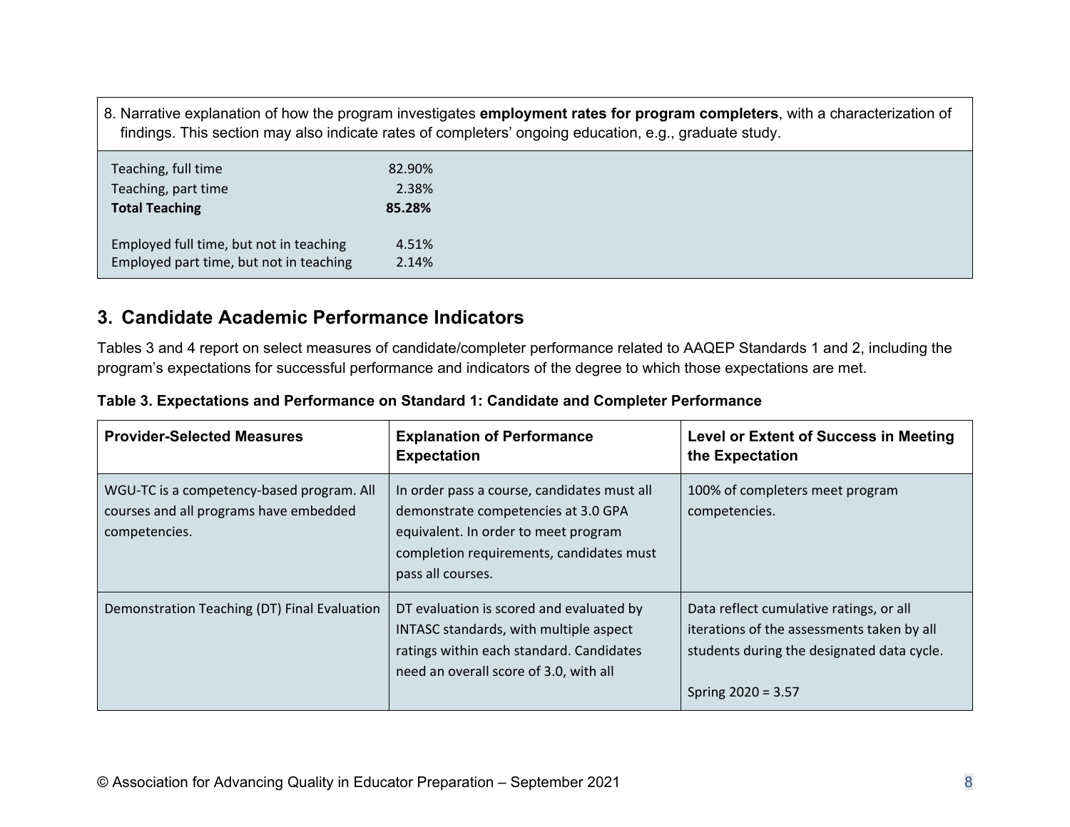8. Narrative explanation of how the program investigates **employment rates for program completers**, with a characterization of findings. This section may also indicate rates of completers' ongoing education, e.g., graduate study.

| | |
|---|---|
| Teaching, full time | 82.90% |
| Teaching, part time | 2.38% |
| **Total Teaching** | **85.28%** |
| | |
| Employed full time, but not in teaching | 4.51% |
| Employed part time, but not in teaching | 2.14% |

## 3. Candidate Academic Performance Indicators

Tables 3 and 4 report on select measures of candidate/completer performance related to AAQEP Standards 1 and 2, including the program's expectations for successful performance and indicators of the degree to which those expectations are met.

**Table 3. Expectations and Performance on Standard 1: Candidate and Completer Performance**

| Provider-Selected Measures | Explanation of Performance Expectation | Level or Extent of Success in Meeting the Expectation |
|---|---|---|
| WGU-TC is a competency-based program. All courses and all programs have embedded competencies. | In order pass a course, candidates must all demonstrate competencies at 3.0 GPA equivalent. In order to meet program completion requirements, candidates must pass all courses. | 100% of completers meet program competencies. |
| Demonstration Teaching (DT) Final Evaluation | DT evaluation is scored and evaluated by INTASC standards, with multiple aspect ratings within each standard. Candidates need an overall score of 3.0, with all | Data reflect cumulative ratings, or all iterations of the assessments taken by all students during the designated data cycle.<br><br>Spring 2020 = 3.57 |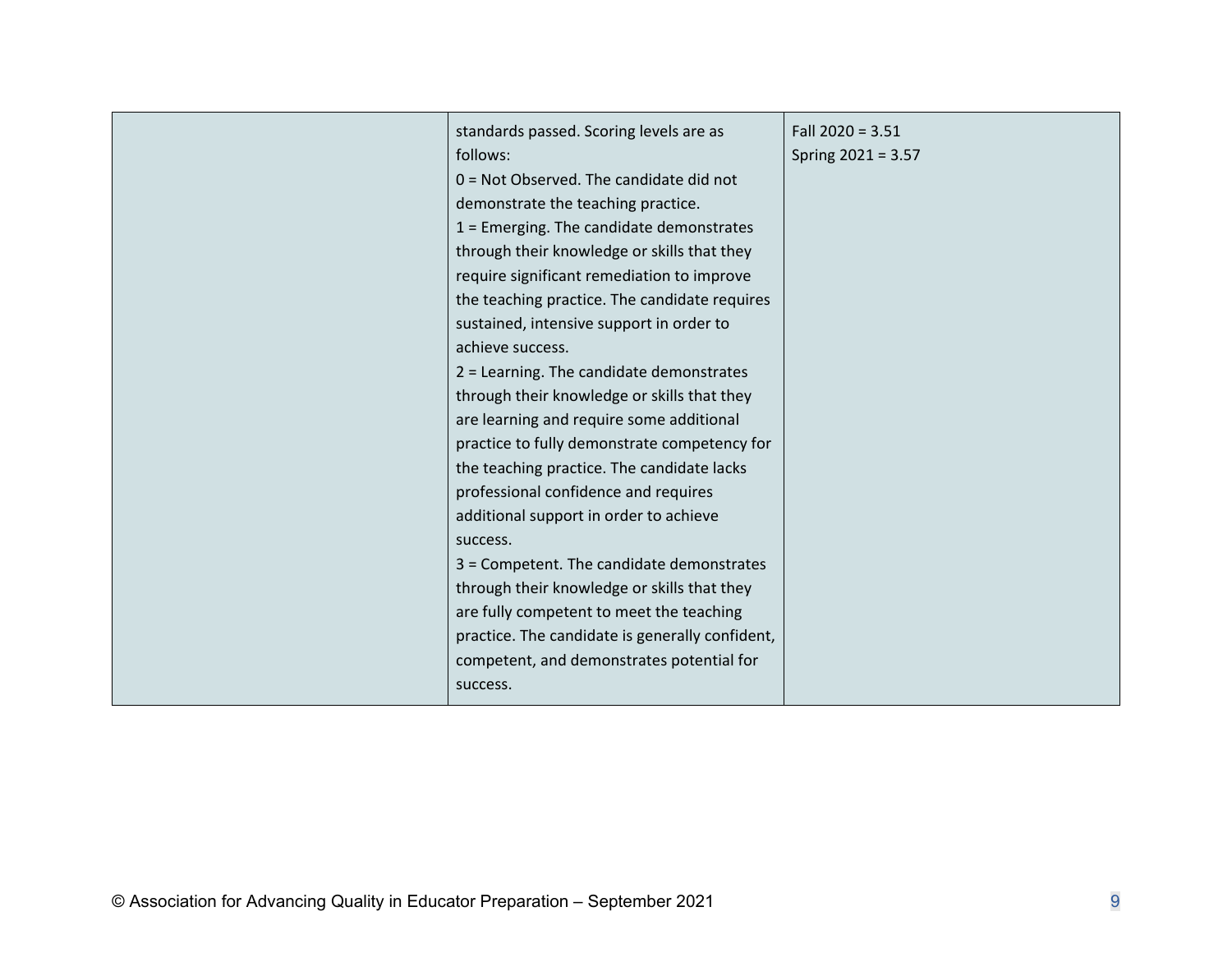| | | |
|---|---|---|
| | standards passed. Scoring levels are as follows:<br>0 = Not Observed. The candidate did not demonstrate the teaching practice.<br>1 = Emerging. The candidate demonstrates through their knowledge or skills that they require significant remediation to improve the teaching practice. The candidate requires sustained, intensive support in order to achieve success.<br>2 = Learning. The candidate demonstrates through their knowledge or skills that they are learning and require some additional practice to fully demonstrate competency for the teaching practice. The candidate lacks professional confidence and requires additional support in order to achieve success.<br>3 = Competent. The candidate demonstrates through their knowledge or skills that they are fully competent to meet the teaching practice. The candidate is generally confident, competent, and demonstrates potential for success. | Fall 2020 = 3.51<br>Spring 2021 = 3.57 |

© Association for Advancing Quality in Educator Preparation – September 2021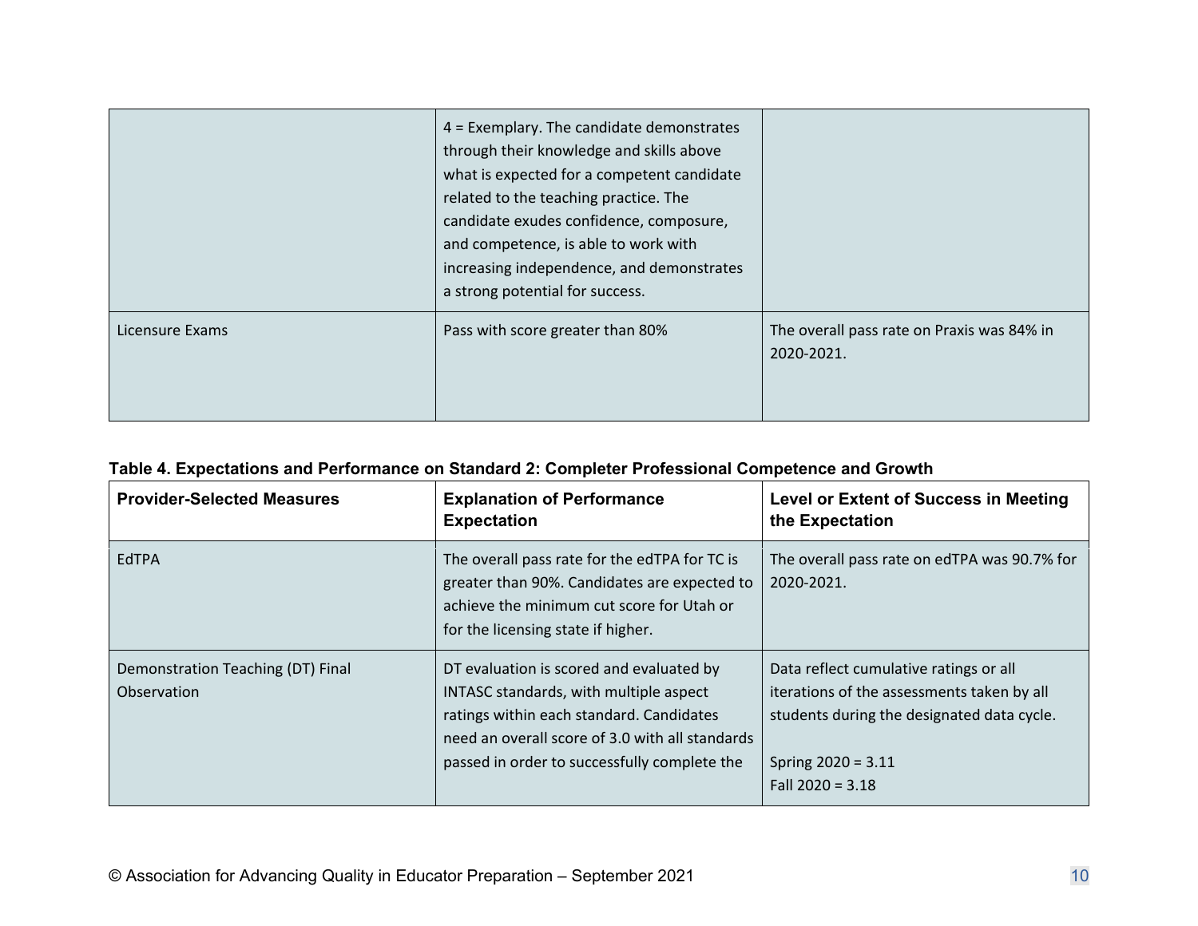|  |  |  |
|---|---|---|
|  | 4 = Exemplary. The candidate demonstrates through their knowledge and skills above what is expected for a competent candidate related to the teaching practice. The candidate exudes confidence, composure, and competence, is able to work with increasing independence, and demonstrates a strong potential for success. |  |
| Licensure Exams | Pass with score greater than 80% | The overall pass rate on Praxis was 84% in 2020-2021. |

**Table 4. Expectations and Performance on Standard 2: Completer Professional Competence and Growth**

| Provider-Selected Measures | Explanation of Performance Expectation | Level or Extent of Success in Meeting the Expectation |
|---|---|---|
| EdTPA | The overall pass rate for the edTPA for TC is greater than 90%. Candidates are expected to achieve the minimum cut score for Utah or for the licensing state if higher. | The overall pass rate on edTPA was 90.7% for 2020-2021. |
| Demonstration Teaching (DT) Final Observation | DT evaluation is scored and evaluated by INTASC standards, with multiple aspect ratings within each standard. Candidates need an overall score of 3.0 with all standards passed in order to successfully complete the | Data reflect cumulative ratings or all iterations of the assessments taken by all students during the designated data cycle.<br><br>Spring 2020 = 3.11<br>Fall 2020 = 3.18 |

© Association for Advancing Quality in Educator Preparation – September 2021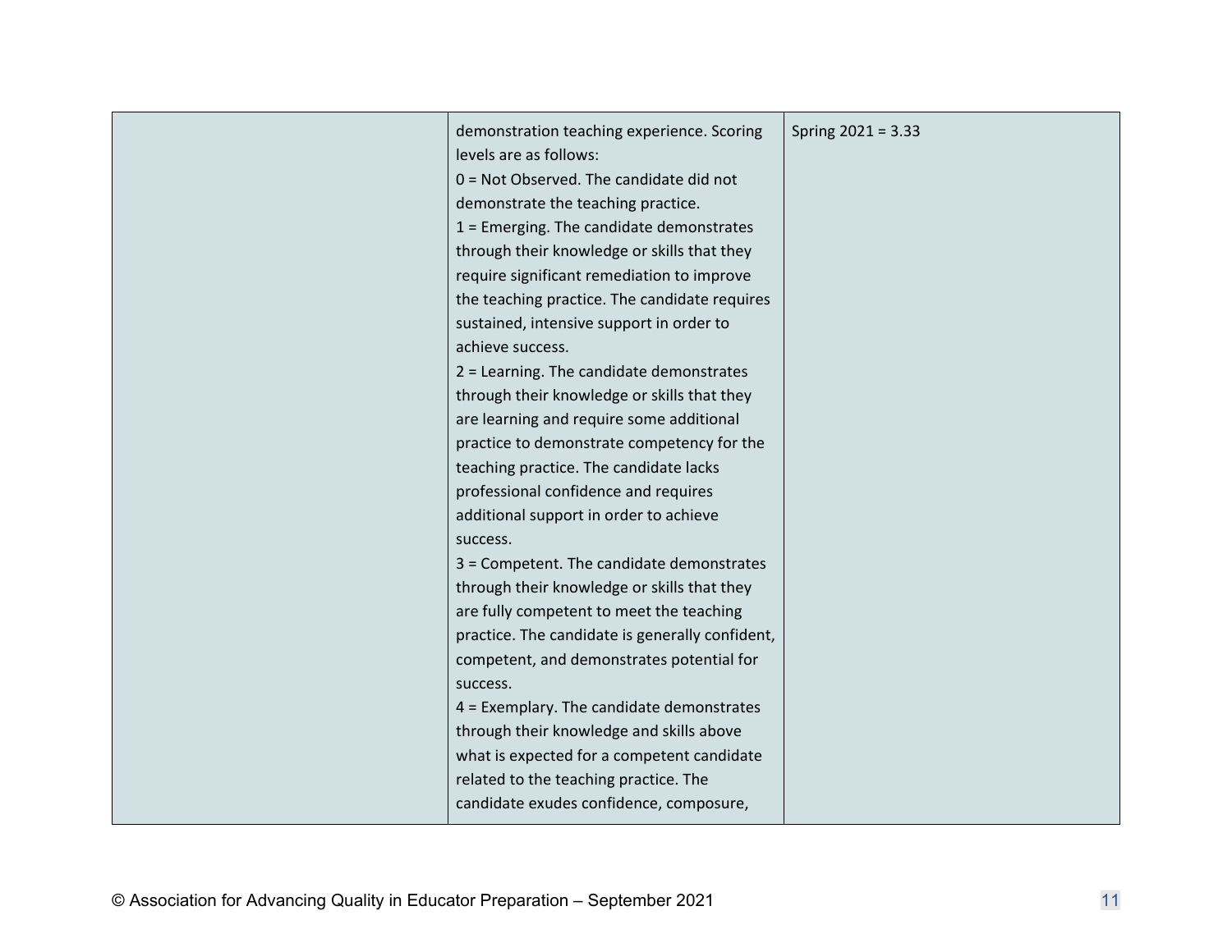| | | |
|---|---|---|
| | demonstration teaching experience. Scoring levels are as follows:<br>0 = Not Observed. The candidate did not demonstrate the teaching practice.<br>1 = Emerging. The candidate demonstrates through their knowledge or skills that they require significant remediation to improve the teaching practice. The candidate requires sustained, intensive support in order to achieve success.<br>2 = Learning. The candidate demonstrates through their knowledge or skills that they are learning and require some additional practice to demonstrate competency for the teaching practice. The candidate lacks professional confidence and requires additional support in order to achieve success.<br>3 = Competent. The candidate demonstrates through their knowledge or skills that they are fully competent to meet the teaching practice. The candidate is generally confident, competent, and demonstrates potential for success.<br>4 = Exemplary. The candidate demonstrates through their knowledge and skills above what is expected for a competent candidate related to the teaching practice. The candidate exudes confidence, composure, | Spring 2021 = 3.33 |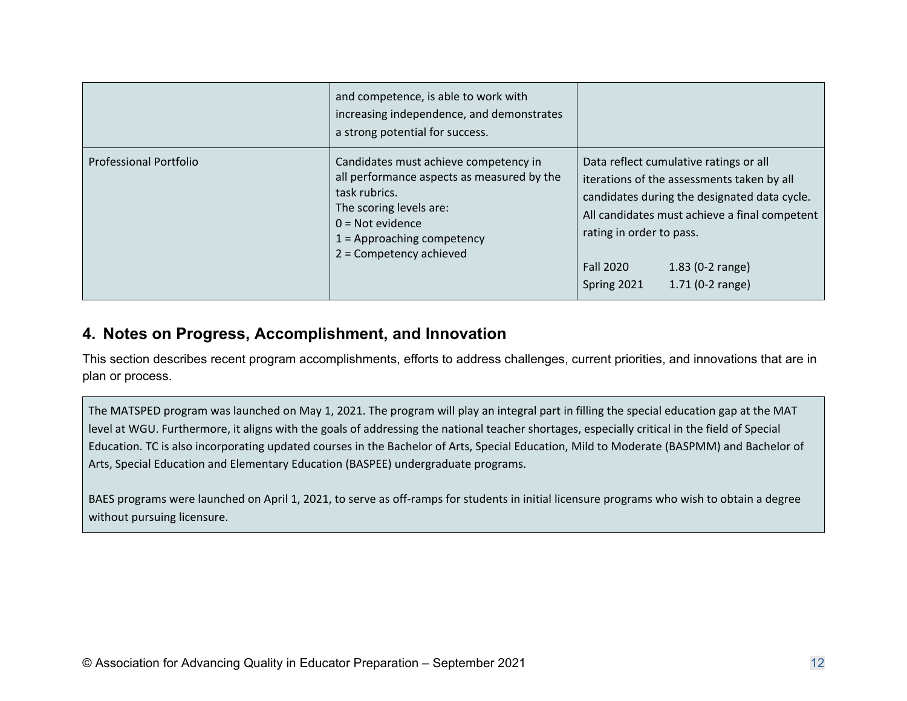| | | |
|---|---|---|
| | and competence, is able to work with increasing independence, and demonstrates a strong potential for success. | |
| Professional Portfolio | Candidates must achieve competency in all performance aspects as measured by the task rubrics.<br>The scoring levels are:<br>0 = Not evidence<br>1 = Approaching competency<br>2 = Competency achieved | Data reflect cumulative ratings or all iterations of the assessments taken by all candidates during the designated data cycle. All candidates must achieve a final competent rating in order to pass.<br><br>Fall 2020 1.83 (0-2 range)<br>Spring 2021 1.71 (0-2 range) |

## 4. Notes on Progress, Accomplishment, and Innovation

This section describes recent program accomplishments, efforts to address challenges, current priorities, and innovations that are in plan or process.

The MATSPED program was launched on May 1, 2021. The program will play an integral part in filling the special education gap at the MAT level at WGU. Furthermore, it aligns with the goals of addressing the national teacher shortages, especially critical in the field of Special Education. TC is also incorporating updated courses in the Bachelor of Arts, Special Education, Mild to Moderate (BASPMM) and Bachelor of Arts, Special Education and Elementary Education (BASPEE) undergraduate programs.

BAES programs were launched on April 1, 2021, to serve as off-ramps for students in initial licensure programs who wish to obtain a degree without pursuing licensure.

© Association for Advancing Quality in Educator Preparation – September 2021